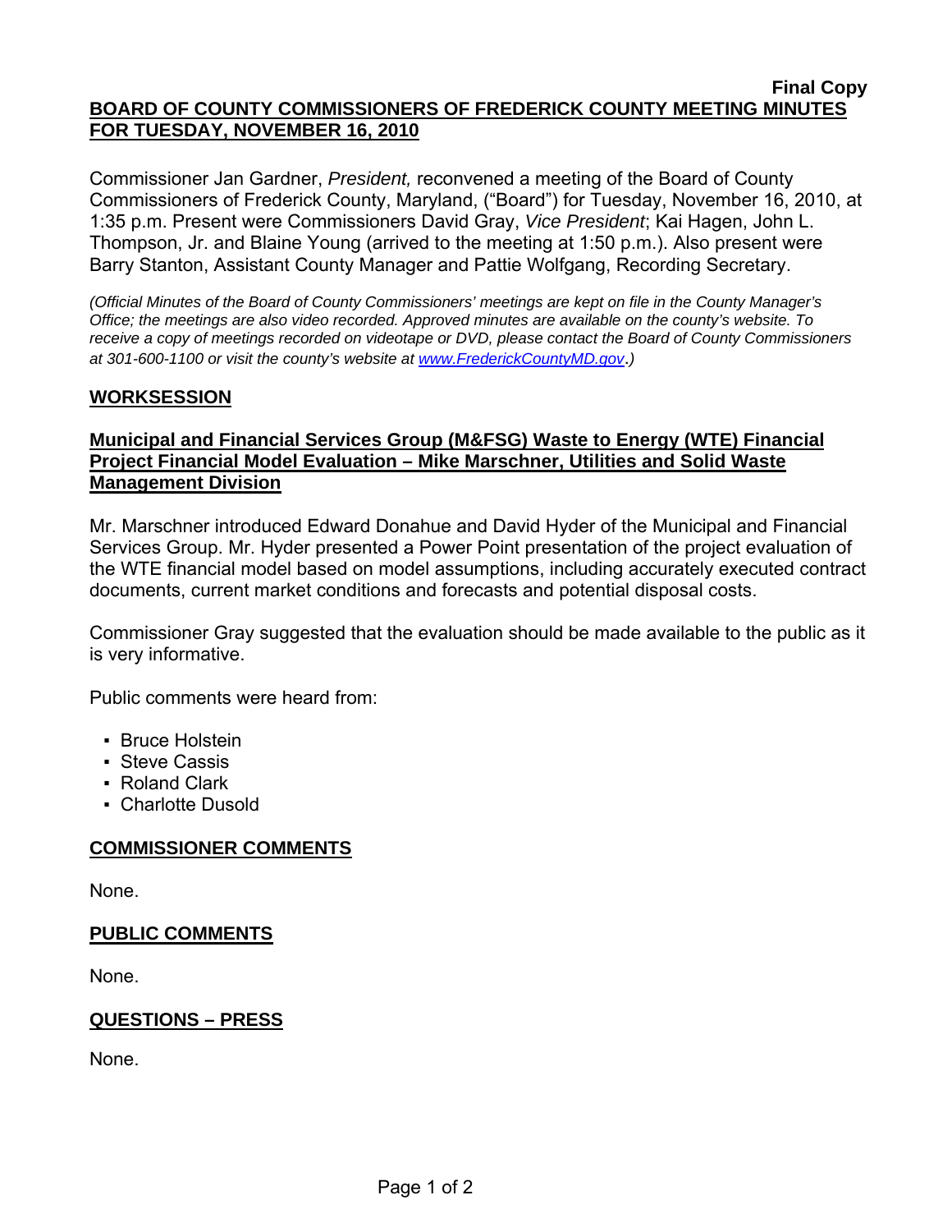**Final Copy**

**BOARD OF COUNTY COMMISSIONERS OF FREDERICK COUNTY MEETING MINUTES FOR TUESDAY, NOVEMBER 16, 2010**

Commissioner Jan Gardner, *President,* reconvened a meeting of the Board of County Commissioners of Frederick County, Maryland, ("Board") for Tuesday, November 16, 2010, at 1:35 p.m. Present were Commissioners David Gray, *Vice President*; Kai Hagen, John L. Thompson, Jr. and Blaine Young (arrived to the meeting at 1:50 p.m.). Also present were Barry Stanton, Assistant County Manager and Pattie Wolfgang, Recording Secretary.

*(Official Minutes of the Board of County Commissioners' meetings are kept on file in the County Manager's Office; the meetings are also video recorded. Approved minutes are available on the county's website. To receive a copy of meetings recorded on videotape or DVD, please contact the Board of County Commissioners at 301-600-1100 or visit the county's website at www.FrederickCountyMD.gov.)*

## WORKSESSION

### Municipal and Financial Services Group (M&FSG) Waste to Energy (WTE) Financial Project Financial Model Evaluation – Mike Marschner, Utilities and Solid Waste Management Division

Mr. Marschner introduced Edward Donahue and David Hyder of the Municipal and Financial Services Group. Mr. Hyder presented a Power Point presentation of the project evaluation of the WTE financial model based on model assumptions, including accurately executed contract documents, current market conditions and forecasts and potential disposal costs.

Commissioner Gray suggested that the evaluation should be made available to the public as it is very informative.

Public comments were heard from:

- Bruce Holstein
- Steve Cassis
- Roland Clark
- Charlotte Dusold

## COMMISSIONER COMMENTS

None.

## PUBLIC COMMENTS

None.

## QUESTIONS – PRESS

None.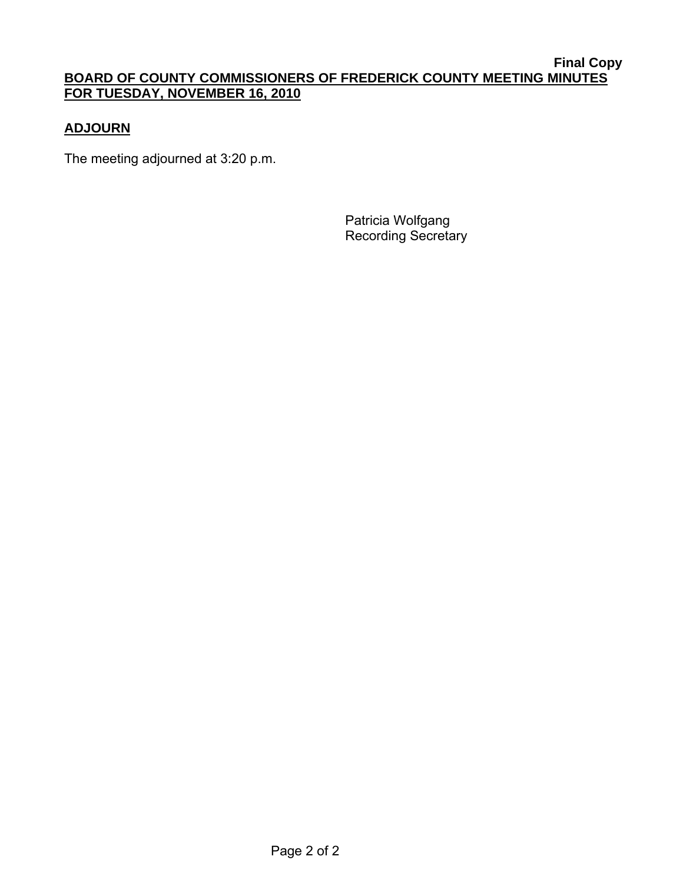## ADJOURN

The meeting adjourned at 3:20 p.m.

Patricia Wolfgang
Recording Secretary